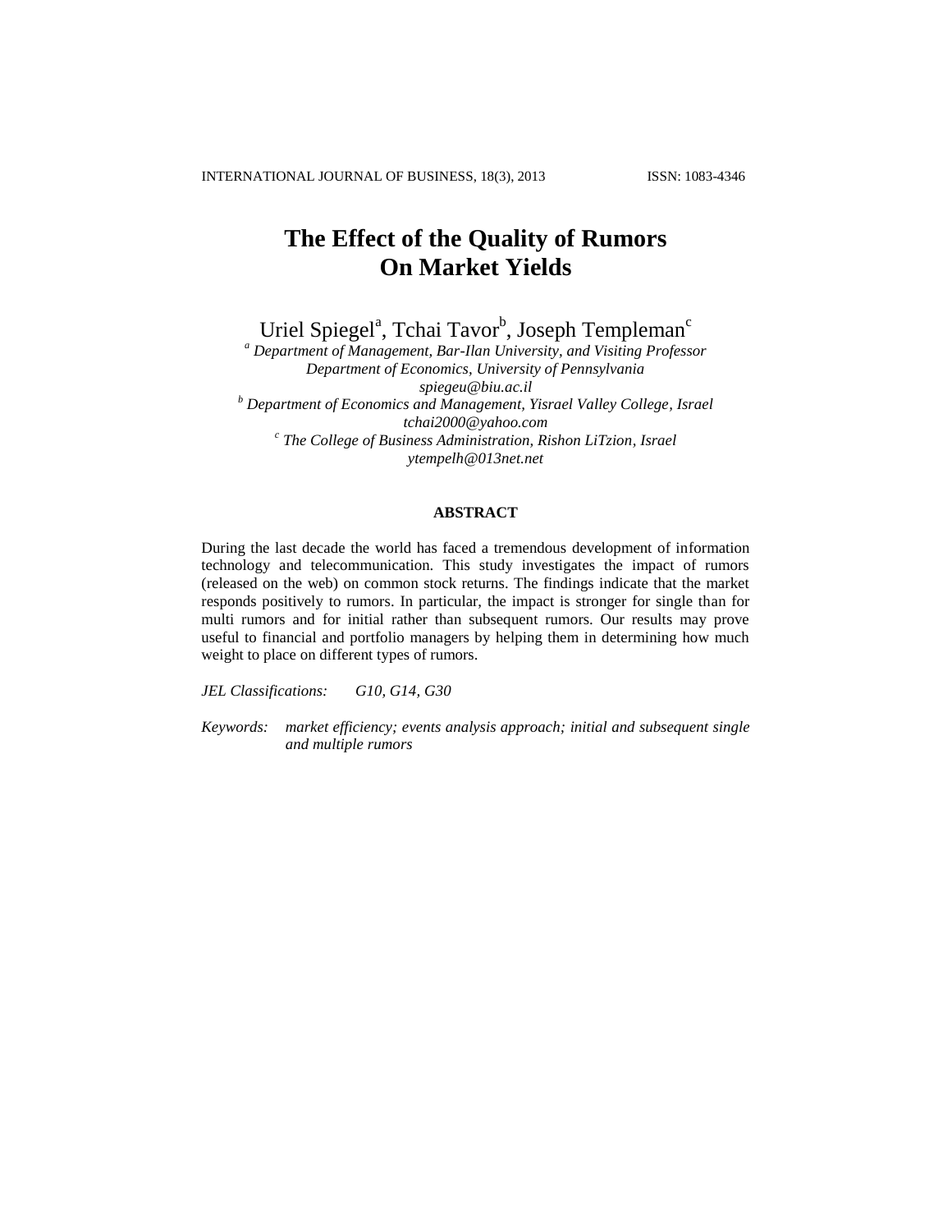# The Effect of the Quality of Rumors On Market Yields

Uriel Spiegel[a], Tchai Tavor[b], Joseph Templeman[c]

[a] *Department of Management, Bar-Ilan University, and Visiting Professor Department of Economics, University of Pennsylvania*
*spiegeu@biu.ac.il*

[b] *Department of Economics and Management, Yisrael Valley College, Israel*
*tchai2000@yahoo.com*

[c] *The College of Business Administration, Rishon LiTzion, Israel*
*ytempelh@013net.net*

## ABSTRACT

During the last decade the world has faced a tremendous development of information technology and telecommunication. This study investigates the impact of rumors (released on the web) on common stock returns. The findings indicate that the market responds positively to rumors. In particular, the impact is stronger for single than for multi rumors and for initial rather than subsequent rumors. Our results may prove useful to financial and portfolio managers by helping them in determining how much weight to place on different types of rumors.

*JEL Classifications:* *G10, G14, G30*

*Keywords:* *market efficiency; events analysis approach; initial and subsequent single and multiple rumors*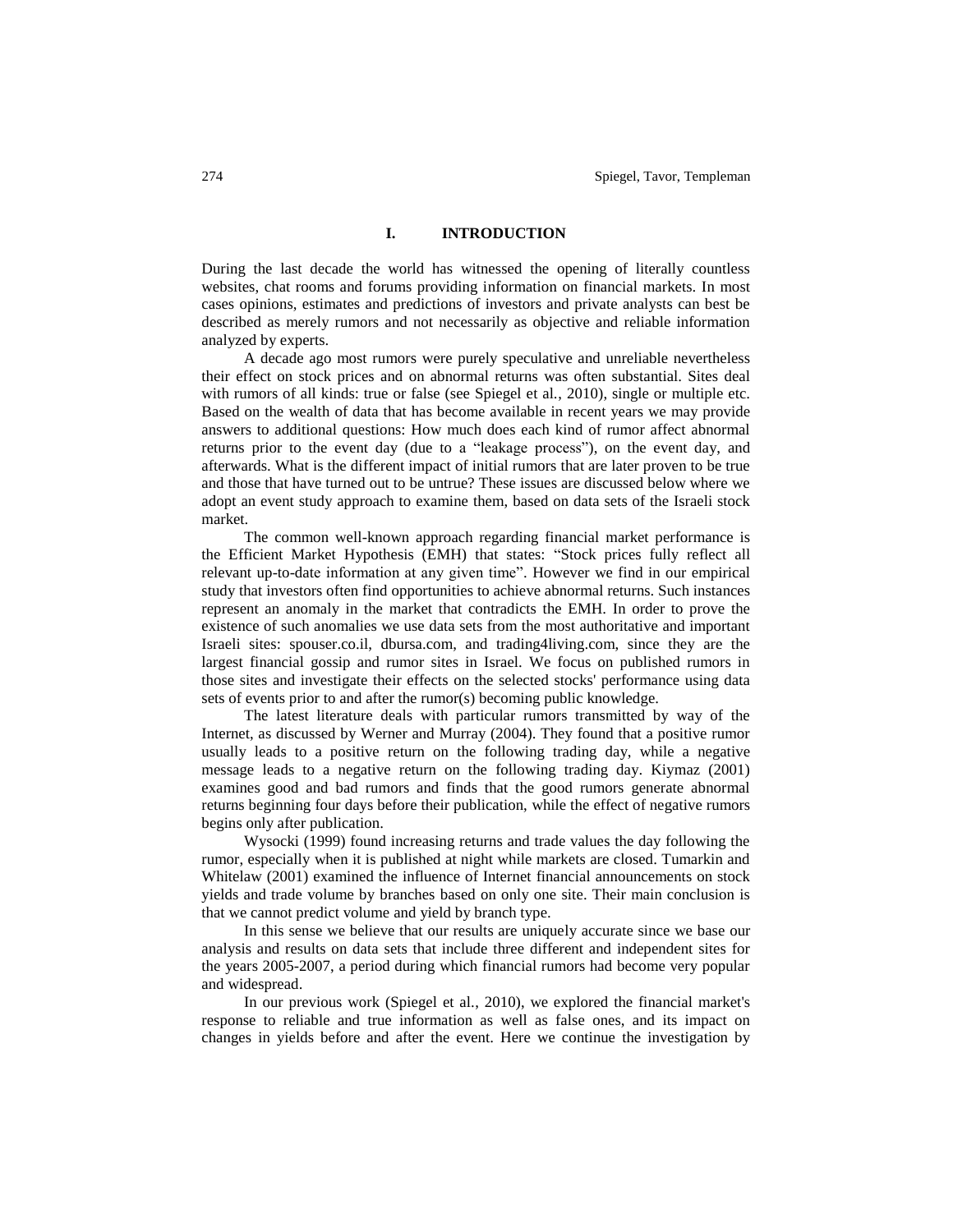## I. INTRODUCTION

During the last decade the world has witnessed the opening of literally countless websites, chat rooms and forums providing information on financial markets. In most cases opinions, estimates and predictions of investors and private analysts can best be described as merely rumors and not necessarily as objective and reliable information analyzed by experts.

A decade ago most rumors were purely speculative and unreliable nevertheless their effect on stock prices and on abnormal returns was often substantial. Sites deal with rumors of all kinds: true or false (see Spiegel et al., 2010), single or multiple etc. Based on the wealth of data that has become available in recent years we may provide answers to additional questions: How much does each kind of rumor affect abnormal returns prior to the event day (due to a "leakage process"), on the event day, and afterwards. What is the different impact of initial rumors that are later proven to be true and those that have turned out to be untrue? These issues are discussed below where we adopt an event study approach to examine them, based on data sets of the Israeli stock market.

The common well-known approach regarding financial market performance is the Efficient Market Hypothesis (EMH) that states: "Stock prices fully reflect all relevant up-to-date information at any given time". However we find in our empirical study that investors often find opportunities to achieve abnormal returns. Such instances represent an anomaly in the market that contradicts the EMH. In order to prove the existence of such anomalies we use data sets from the most authoritative and important Israeli sites: spouser.co.il, dbursa.com, and trading4living.com, since they are the largest financial gossip and rumor sites in Israel. We focus on published rumors in those sites and investigate their effects on the selected stocks' performance using data sets of events prior to and after the rumor(s) becoming public knowledge.

The latest literature deals with particular rumors transmitted by way of the Internet, as discussed by Werner and Murray (2004). They found that a positive rumor usually leads to a positive return on the following trading day, while a negative message leads to a negative return on the following trading day. Kiymaz (2001) examines good and bad rumors and finds that the good rumors generate abnormal returns beginning four days before their publication, while the effect of negative rumors begins only after publication.

Wysocki (1999) found increasing returns and trade values the day following the rumor, especially when it is published at night while markets are closed. Tumarkin and Whitelaw (2001) examined the influence of Internet financial announcements on stock yields and trade volume by branches based on only one site. Their main conclusion is that we cannot predict volume and yield by branch type.

In this sense we believe that our results are uniquely accurate since we base our analysis and results on data sets that include three different and independent sites for the years 2005-2007, a period during which financial rumors had become very popular and widespread.

In our previous work (Spiegel et al., 2010), we explored the financial market's response to reliable and true information as well as false ones, and its impact on changes in yields before and after the event. Here we continue the investigation by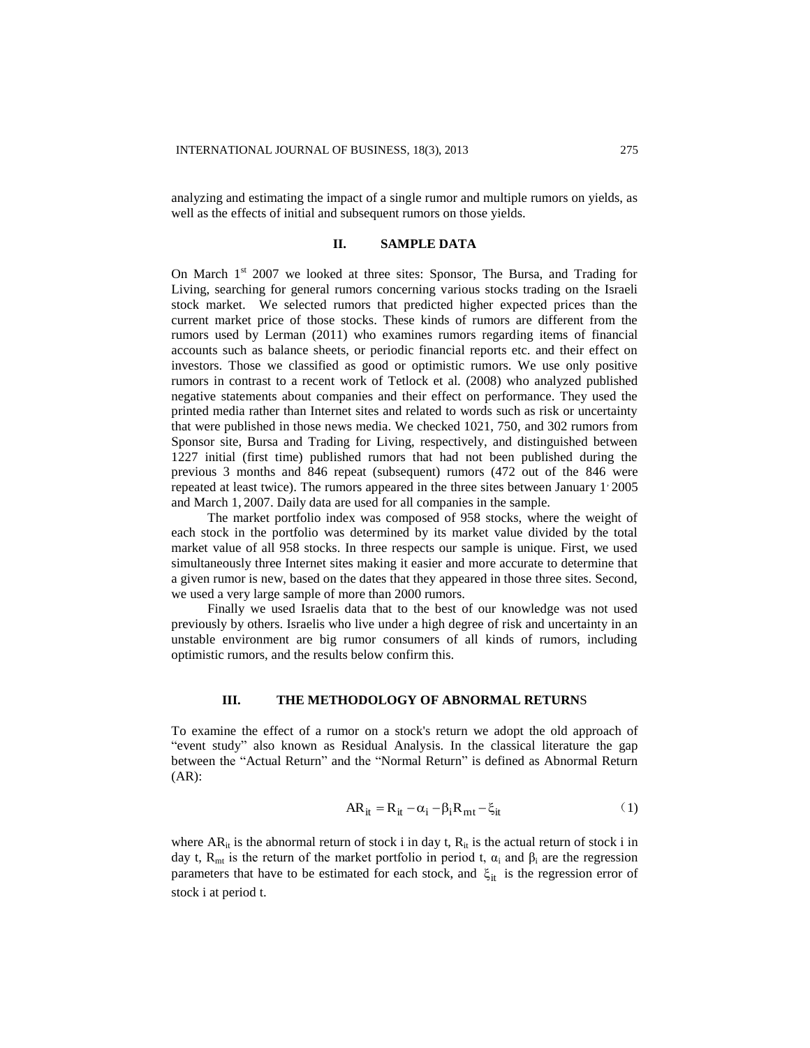analyzing and estimating the impact of a single rumor and multiple rumors on yields, as well as the effects of initial and subsequent rumors on those yields.

## II. SAMPLE DATA

On March 1st 2007 we looked at three sites: Sponsor, The Bursa, and Trading for Living, searching for general rumors concerning various stocks trading on the Israeli stock market. We selected rumors that predicted higher expected prices than the current market price of those stocks. These kinds of rumors are different from the rumors used by Lerman (2011) who examines rumors regarding items of financial accounts such as balance sheets, or periodic financial reports etc. and their effect on investors. Those we classified as good or optimistic rumors. We use only positive rumors in contrast to a recent work of Tetlock et al. (2008) who analyzed published negative statements about companies and their effect on performance. They used the printed media rather than Internet sites and related to words such as risk or uncertainty that were published in those news media. We checked 1021, 750, and 302 rumors from Sponsor site, Bursa and Trading for Living, respectively, and distinguished between 1227 initial (first time) published rumors that had not been published during the previous 3 months and 846 repeat (subsequent) rumors (472 out of the 846 were repeated at least twice). The rumors appeared in the three sites between January 1, 2005 and March 1, 2007. Daily data are used for all companies in the sample.

The market portfolio index was composed of 958 stocks, where the weight of each stock in the portfolio was determined by its market value divided by the total market value of all 958 stocks. In three respects our sample is unique. First, we used simultaneously three Internet sites making it easier and more accurate to determine that a given rumor is new, based on the dates that they appeared in those three sites. Second, we used a very large sample of more than 2000 rumors.

Finally we used Israelis data that to the best of our knowledge was not used previously by others. Israelis who live under a high degree of risk and uncertainty in an unstable environment are big rumor consumers of all kinds of rumors, including optimistic rumors, and the results below confirm this.

## III. THE METHODOLOGY OF ABNORMAL RETURNS

To examine the effect of a rumor on a stock's return we adopt the old approach of "event study" also known as Residual Analysis. In the classical literature the gap between the "Actual Return" and the "Normal Return" is defined as Abnormal Return (AR):

$$AR_{it} = R_{it} - \alpha_i - \beta_i R_{mt} - \xi_{it} \qquad (1)$$

where $AR_{it}$ is the abnormal return of stock i in day t, $R_{it}$ is the actual return of stock i in day t, $R_{mt}$ is the return of the market portfolio in period t, $\alpha_i$ and $\beta_i$ are the regression parameters that have to be estimated for each stock, and $\xi_{it}$ is the regression error of stock i at period t.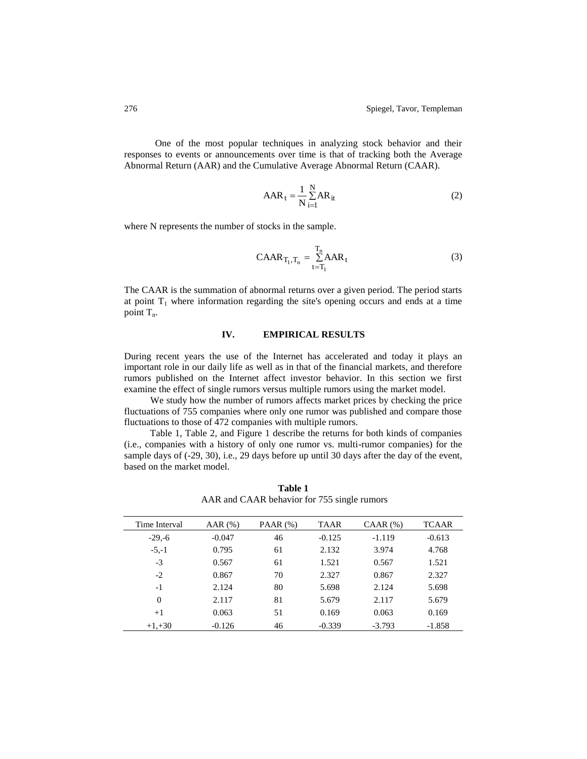One of the most popular techniques in analyzing stock behavior and their responses to events or announcements over time is that of tracking both the Average Abnormal Return (AAR) and the Cumulative Average Abnormal Return (CAAR).

$$\mathrm{AAR}_t = \frac{1}{\mathrm{N}} \sum_{i=1}^{\mathrm{N}} \mathrm{AR}_{it} \tag{2}$$

where N represents the number of stocks in the sample.

$$\mathrm{CAAR}_{T_1,T_n} = \sum_{t=T_1}^{T_n} \mathrm{AAR}_t \tag{3}$$

The CAAR is the summation of abnormal returns over a given period. The period starts at point $T_1$ where information regarding the site's opening occurs and ends at a time point $T_n$.

## IV. EMPIRICAL RESULTS

During recent years the use of the Internet has accelerated and today it plays an important role in our daily life as well as in that of the financial markets, and therefore rumors published on the Internet affect investor behavior. In this section we first examine the effect of single rumors versus multiple rumors using the market model.

We study how the number of rumors affects market prices by checking the price fluctuations of 755 companies where only one rumor was published and compare those fluctuations to those of 472 companies with multiple rumors.

Table 1, Table 2, and Figure 1 describe the returns for both kinds of companies (i.e., companies with a history of only one rumor vs. multi-rumor companies) for the sample days of (-29, 30), i.e., 29 days before up until 30 days after the day of the event, based on the market model.

**Table 1**
AAR and CAAR behavior for 755 single rumors

| Time Interval | AAR (%) | PAAR (%) | TAAR | CAAR (%) | TCAAR |
|---|---|---|---|---|---|
| -29,-6 | -0.047 | 46 | -0.125 | -1.119 | -0.613 |
| -5,-1 | 0.795 | 61 | 2.132 | 3.974 | 4.768 |
| -3 | 0.567 | 61 | 1.521 | 0.567 | 1.521 |
| -2 | 0.867 | 70 | 2.327 | 0.867 | 2.327 |
| -1 | 2.124 | 80 | 5.698 | 2.124 | 5.698 |
| 0 | 2.117 | 81 | 5.679 | 2.117 | 5.679 |
| +1 | 0.063 | 51 | 0.169 | 0.063 | 0.169 |
| +1,+30 | -0.126 | 46 | -0.339 | -3.793 | -1.858 |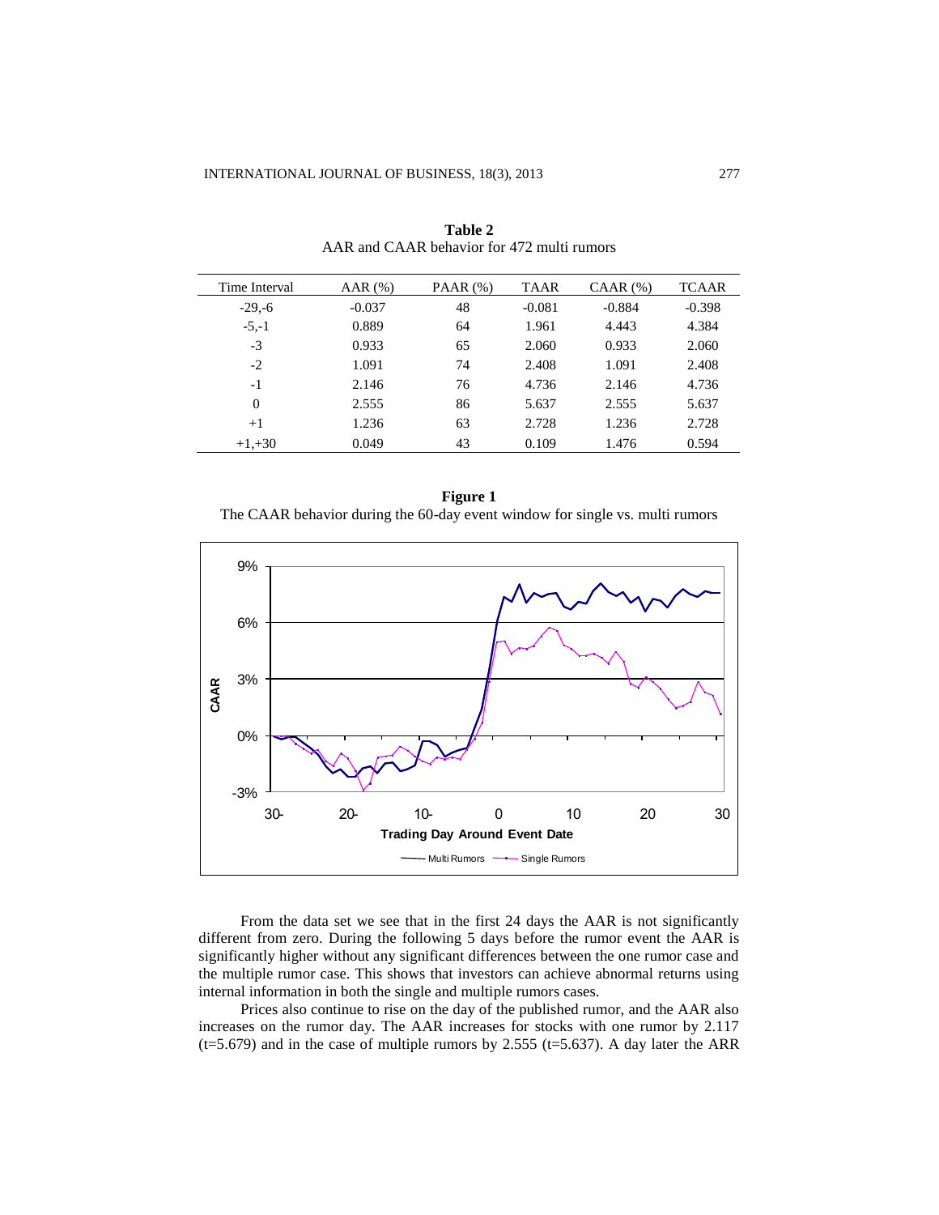**Table 2**
AAR and CAAR behavior for 472 multi rumors

| Time Interval | AAR (%) | PAAR (%) | TAAR | CAAR (%) | TCAAR |
|---|---|---|---|---|---|
| -29,-6 | -0.037 | 48 | -0.081 | -0.884 | -0.398 |
| -5,-1 | 0.889 | 64 | 1.961 | 4.443 | 4.384 |
| -3 | 0.933 | 65 | 2.060 | 0.933 | 2.060 |
| -2 | 1.091 | 74 | 2.408 | 1.091 | 2.408 |
| -1 | 2.146 | 76 | 4.736 | 2.146 | 4.736 |
| 0 | 2.555 | 86 | 5.637 | 2.555 | 5.637 |
| +1 | 1.236 | 63 | 2.728 | 1.236 | 2.728 |
| +1,+30 | 0.049 | 43 | 0.109 | 1.476 | 0.594 |

**Figure 1**
The CAAR behavior during the 60-day event window for single vs. multi rumors

From the data set we see that in the first 24 days the AAR is not significantly different from zero. During the following 5 days before the rumor event the AAR is significantly higher without any significant differences between the one rumor case and the multiple rumor case. This shows that investors can achieve abnormal returns using internal information in both the single and multiple rumors cases.

Prices also continue to rise on the day of the published rumor, and the AAR also increases on the rumor day. The AAR increases for stocks with one rumor by 2.117 (t=5.679) and in the case of multiple rumors by 2.555 (t=5.637). A day later the ARR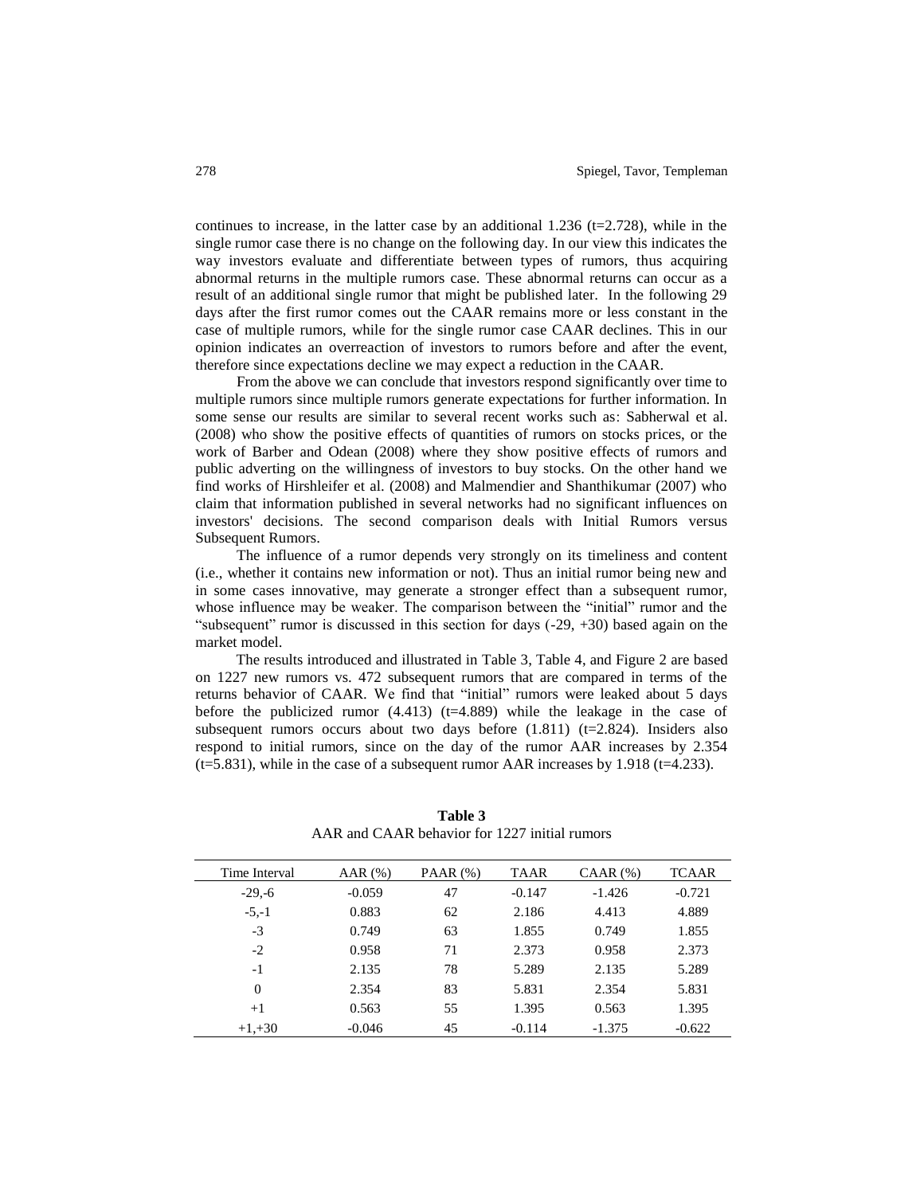continues to increase, in the latter case by an additional 1.236 (t=2.728), while in the single rumor case there is no change on the following day. In our view this indicates the way investors evaluate and differentiate between types of rumors, thus acquiring abnormal returns in the multiple rumors case. These abnormal returns can occur as a result of an additional single rumor that might be published later. In the following 29 days after the first rumor comes out the CAAR remains more or less constant in the case of multiple rumors, while for the single rumor case CAAR declines. This in our opinion indicates an overreaction of investors to rumors before and after the event, therefore since expectations decline we may expect a reduction in the CAAR.

From the above we can conclude that investors respond significantly over time to multiple rumors since multiple rumors generate expectations for further information. In some sense our results are similar to several recent works such as: Sabherwal et al. (2008) who show the positive effects of quantities of rumors on stocks prices, or the work of Barber and Odean (2008) where they show positive effects of rumors and public adverting on the willingness of investors to buy stocks. On the other hand we find works of Hirshleifer et al. (2008) and Malmendier and Shanthikumar (2007) who claim that information published in several networks had no significant influences on investors' decisions. The second comparison deals with Initial Rumors versus Subsequent Rumors.

The influence of a rumor depends very strongly on its timeliness and content (i.e., whether it contains new information or not). Thus an initial rumor being new and in some cases innovative, may generate a stronger effect than a subsequent rumor, whose influence may be weaker. The comparison between the "initial" rumor and the "subsequent" rumor is discussed in this section for days (-29, +30) based again on the market model.

The results introduced and illustrated in Table 3, Table 4, and Figure 2 are based on 1227 new rumors vs. 472 subsequent rumors that are compared in terms of the returns behavior of CAAR. We find that "initial" rumors were leaked about 5 days before the publicized rumor (4.413) (t=4.889) while the leakage in the case of subsequent rumors occurs about two days before (1.811) (t=2.824). Insiders also respond to initial rumors, since on the day of the rumor AAR increases by 2.354 (t=5.831), while in the case of a subsequent rumor AAR increases by 1.918 (t=4.233).

**Table 3**
AAR and CAAR behavior for 1227 initial rumors

| Time Interval | AAR (%) | PAAR (%) | TAAR | CAAR (%) | TCAAR |
|---|---|---|---|---|---|
| -29,-6 | -0.059 | 47 | -0.147 | -1.426 | -0.721 |
| -5,-1 | 0.883 | 62 | 2.186 | 4.413 | 4.889 |
| -3 | 0.749 | 63 | 1.855 | 0.749 | 1.855 |
| -2 | 0.958 | 71 | 2.373 | 0.958 | 2.373 |
| -1 | 2.135 | 78 | 5.289 | 2.135 | 5.289 |
| 0 | 2.354 | 83 | 5.831 | 2.354 | 5.831 |
| +1 | 0.563 | 55 | 1.395 | 0.563 | 1.395 |
| +1,+30 | -0.046 | 45 | -0.114 | -1.375 | -0.622 |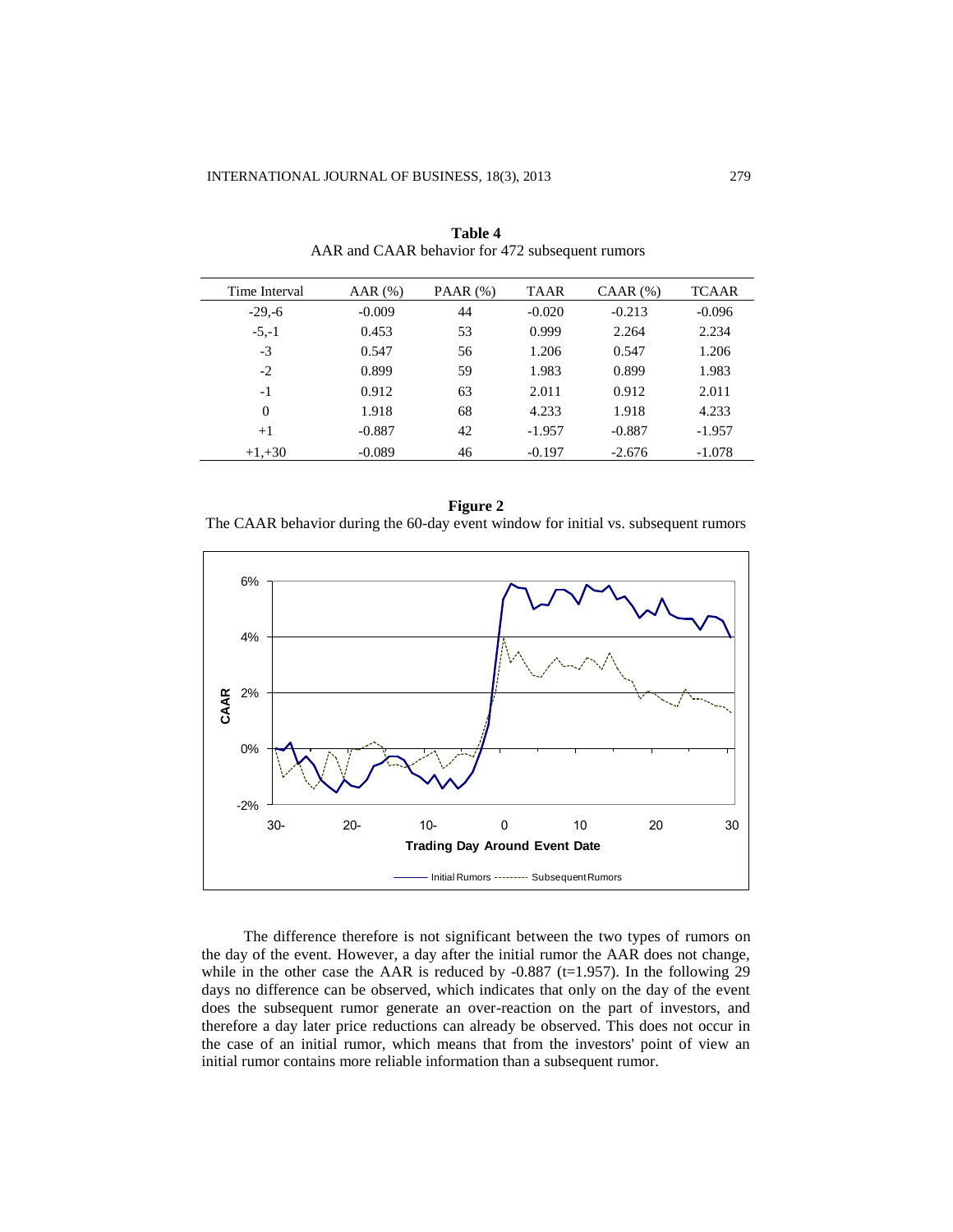**Table 4**
AAR and CAAR behavior for 472 subsequent rumors

| Time Interval | AAR (%) | PAAR (%) | TAAR | CAAR (%) | TCAAR |
|---|---|---|---|---|---|
| -29,-6 | -0.009 | 44 | -0.020 | -0.213 | -0.096 |
| -5,-1 | 0.453 | 53 | 0.999 | 2.264 | 2.234 |
| -3 | 0.547 | 56 | 1.206 | 0.547 | 1.206 |
| -2 | 0.899 | 59 | 1.983 | 0.899 | 1.983 |
| -1 | 0.912 | 63 | 2.011 | 0.912 | 2.011 |
| 0 | 1.918 | 68 | 4.233 | 1.918 | 4.233 |
| +1 | -0.887 | 42 | -1.957 | -0.887 | -1.957 |
| +1,+30 | -0.089 | 46 | -0.197 | -2.676 | -1.078 |

**Figure 2**
The CAAR behavior during the 60-day event window for initial vs. subsequent rumors

The difference therefore is not significant between the two types of rumors on the day of the event. However, a day after the initial rumor the AAR does not change, while in the other case the AAR is reduced by -0.887 (t=1.957). In the following 29 days no difference can be observed, which indicates that only on the day of the event does the subsequent rumor generate an over-reaction on the part of investors, and therefore a day later price reductions can already be observed. This does not occur in the case of an initial rumor, which means that from the investors' point of view an initial rumor contains more reliable information than a subsequent rumor.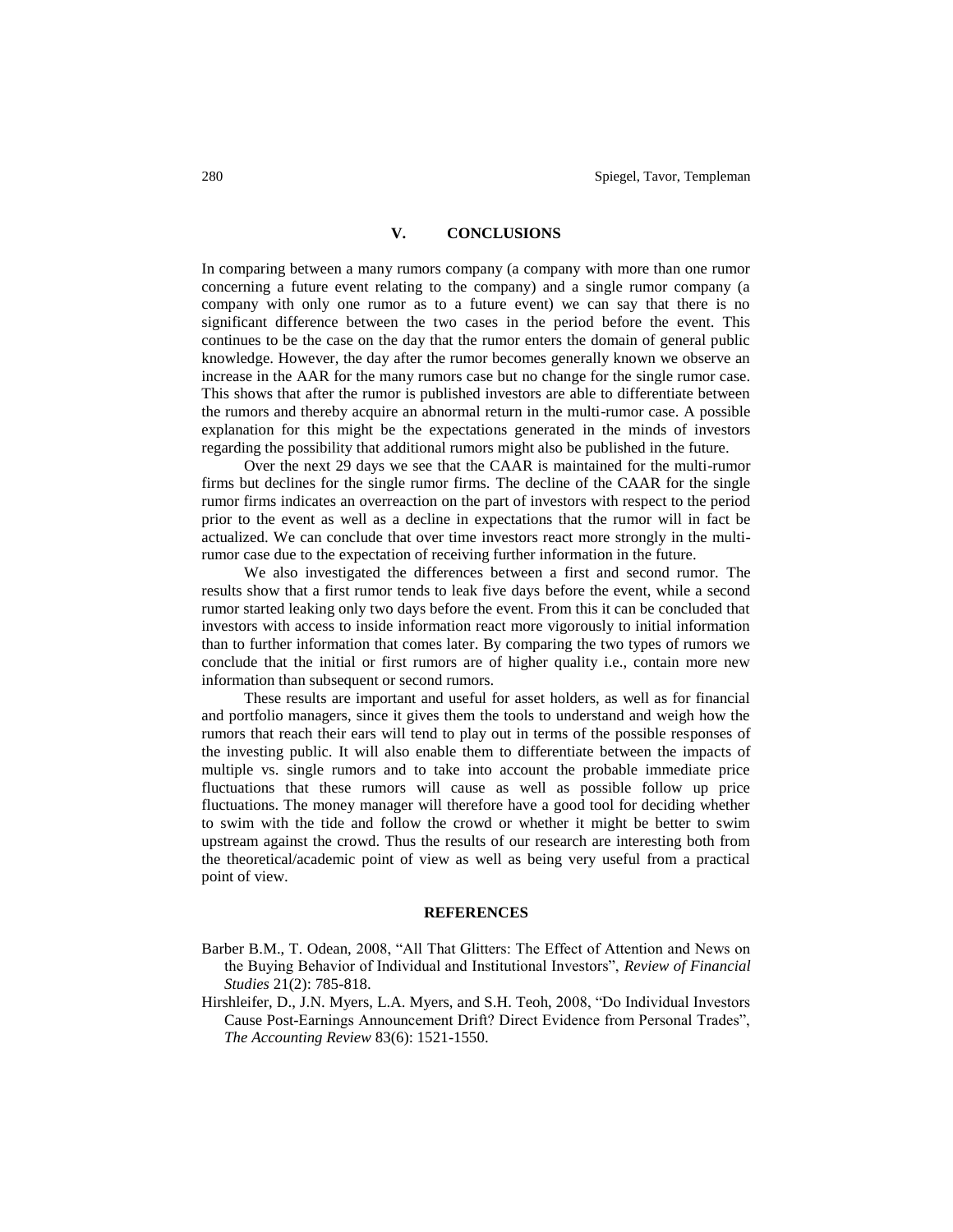## V. CONCLUSIONS

In comparing between a many rumors company (a company with more than one rumor concerning a future event relating to the company) and a single rumor company (a company with only one rumor as to a future event) we can say that there is no significant difference between the two cases in the period before the event. This continues to be the case on the day that the rumor enters the domain of general public knowledge. However, the day after the rumor becomes generally known we observe an increase in the AAR for the many rumors case but no change for the single rumor case. This shows that after the rumor is published investors are able to differentiate between the rumors and thereby acquire an abnormal return in the multi-rumor case. A possible explanation for this might be the expectations generated in the minds of investors regarding the possibility that additional rumors might also be published in the future.

Over the next 29 days we see that the CAAR is maintained for the multi-rumor firms but declines for the single rumor firms. The decline of the CAAR for the single rumor firms indicates an overreaction on the part of investors with respect to the period prior to the event as well as a decline in expectations that the rumor will in fact be actualized. We can conclude that over time investors react more strongly in the multi-rumor case due to the expectation of receiving further information in the future.

We also investigated the differences between a first and second rumor. The results show that a first rumor tends to leak five days before the event, while a second rumor started leaking only two days before the event. From this it can be concluded that investors with access to inside information react more vigorously to initial information than to further information that comes later. By comparing the two types of rumors we conclude that the initial or first rumors are of higher quality i.e., contain more new information than subsequent or second rumors.

These results are important and useful for asset holders, as well as for financial and portfolio managers, since it gives them the tools to understand and weigh how the rumors that reach their ears will tend to play out in terms of the possible responses of the investing public. It will also enable them to differentiate between the impacts of multiple vs. single rumors and to take into account the probable immediate price fluctuations that these rumors will cause as well as possible follow up price fluctuations. The money manager will therefore have a good tool for deciding whether to swim with the tide and follow the crowd or whether it might be better to swim upstream against the crowd. Thus the results of our research are interesting both from the theoretical/academic point of view as well as being very useful from a practical point of view.

## REFERENCES

Barber B.M., T. Odean, 2008, "All That Glitters: The Effect of Attention and News on the Buying Behavior of Individual and Institutional Investors", *Review of Financial Studies* 21(2): 785-818.

Hirshleifer, D., J.N. Myers, L.A. Myers, and S.H. Teoh, 2008, "Do Individual Investors Cause Post-Earnings Announcement Drift? Direct Evidence from Personal Trades", *The Accounting Review* 83(6): 1521-1550.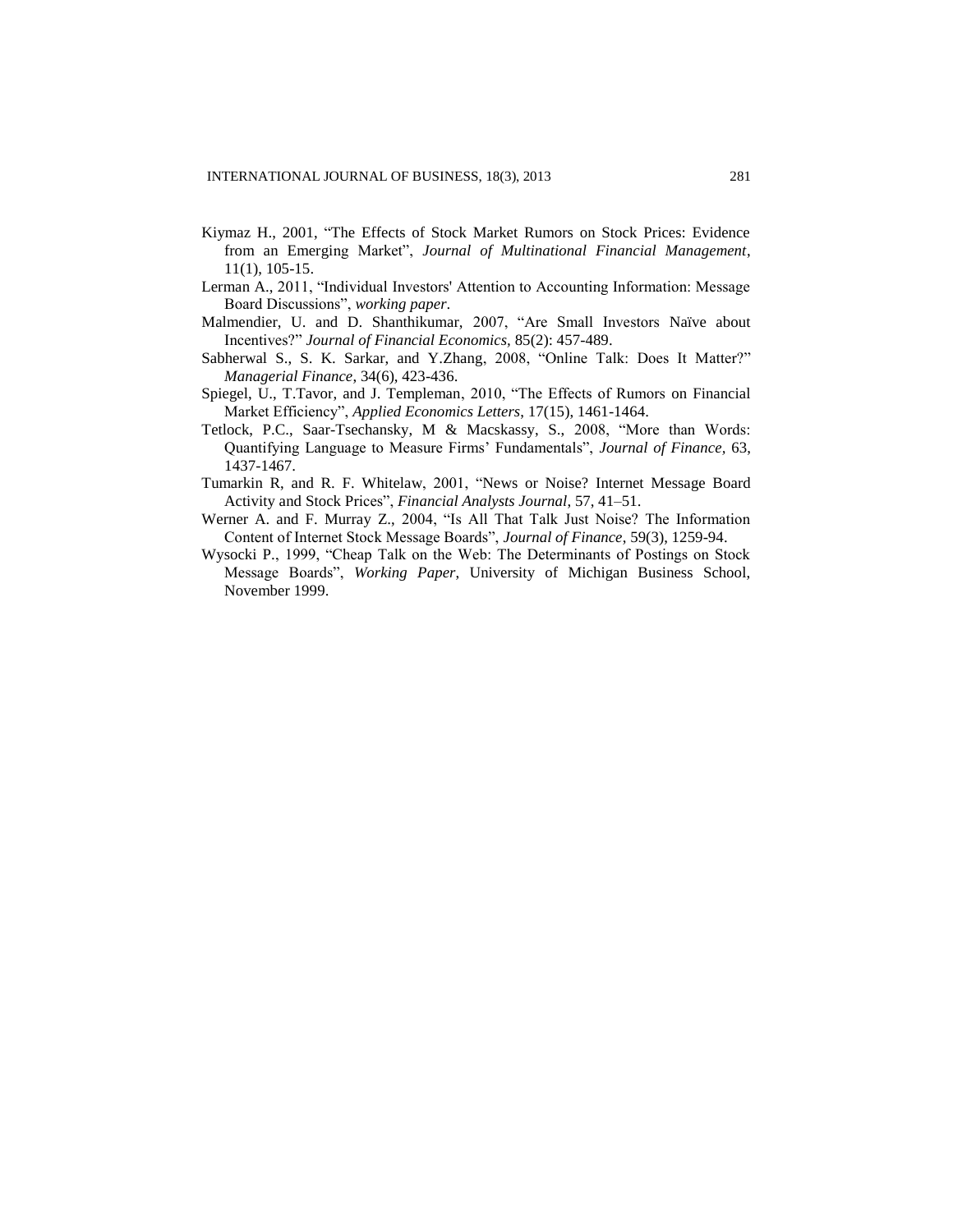Kiymaz H., 2001, "The Effects of Stock Market Rumors on Stock Prices: Evidence from an Emerging Market", *Journal of Multinational Financial Management*, 11(1), 105-15.

Lerman A., 2011, "Individual Investors' Attention to Accounting Information: Message Board Discussions", *working paper*.

Malmendier, U. and D. Shanthikumar, 2007, "Are Small Investors Naïve about Incentives?" *Journal of Financial Economics*, 85(2): 457-489.

Sabherwal S., S. K. Sarkar, and Y.Zhang, 2008, "Online Talk: Does It Matter?" *Managerial Finance*, 34(6), 423-436.

Spiegel, U., T.Tavor, and J. Templeman, 2010, "The Effects of Rumors on Financial Market Efficiency", *Applied Economics Letters*, 17(15), 1461-1464.

Tetlock, P.C., Saar-Tsechansky, M & Macskassy, S., 2008, "More than Words: Quantifying Language to Measure Firms' Fundamentals", *Journal of Finance*, 63, 1437-1467.

Tumarkin R, and R. F. Whitelaw, 2001, "News or Noise? Internet Message Board Activity and Stock Prices", *Financial Analysts Journal*, 57, 41–51.

Werner A. and F. Murray Z., 2004, "Is All That Talk Just Noise? The Information Content of Internet Stock Message Boards", *Journal of Finance*, 59(3), 1259-94.

Wysocki P., 1999, "Cheap Talk on the Web: The Determinants of Postings on Stock Message Boards", *Working Paper*, University of Michigan Business School, November 1999.